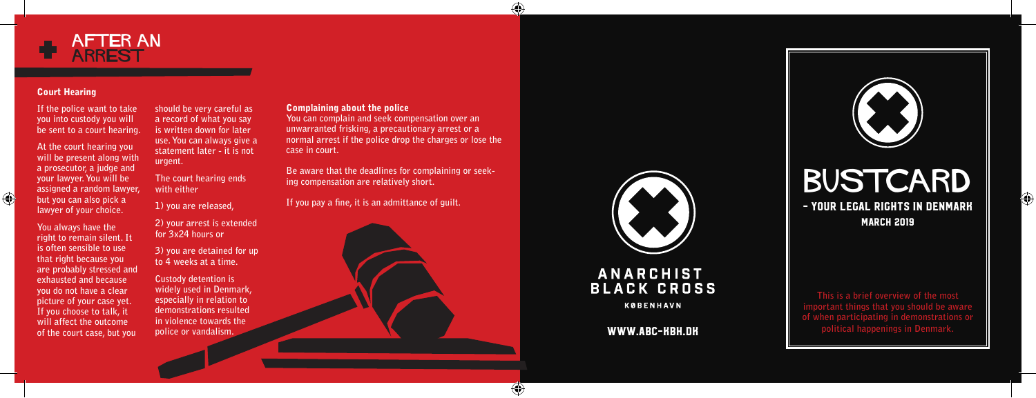# AFTER AN ARREST

## Court Hearing

If the police want to take you into custody you will be sent to a court hearing.

At the court hearing you will be present along with a prosecutor, a judge and your lawyer. You will be assigned a random lawyer, but you can also pick a lawyer of your choice.

You always have the right to remain silent. It is often sensible to use that right because you are probably stressed and exhausted and because you do not have a clear picture of your case yet. If you choose to talk, it will affect the outcome of the court case, but you should be very careful as a record of what you say is written down for later use. You can always give a statement later - it is not urgent.

The court hearing ends with either

1) you are released,

2) your arrest is extended for 3x24 hours or

3) you are detained for up to 4 weeks at a time.

Custody detention is widely used in Denmark, especially in relation to demonstrations resulted in violence towards the police or vandalism.

## Complaining about the police

You can complain and seek compensation over an unwarranted frisking, a precautionary arrest or a normal arrest if the police drop the charges or lose the case in court.

Be aware that the deadlines for complaining or seeking compensation are relatively short.

If you pay a fine, it is an admittance of guilt.

ANARCHIST BLACK CROSS

KØBENHAVN

WWW.ABC-KBH.DK

# BUSTCARD

## - YOUR LEGAL RIGHTS IN DENMARK

MARCH 2019

This is a brief overview of the most important things that you should be aware of when participating in demonstrations or political happenings in Denmark.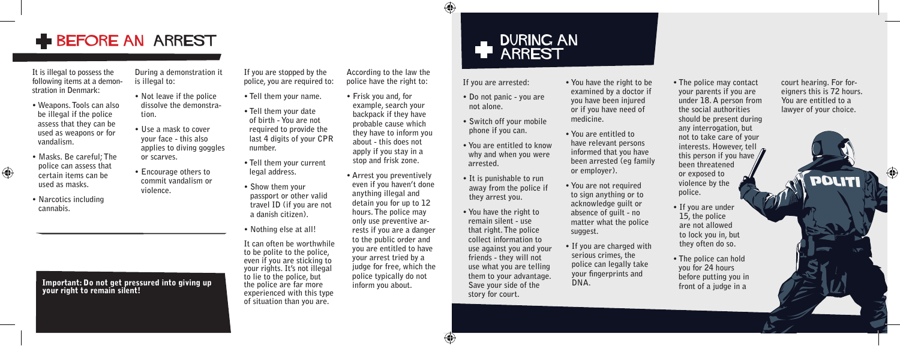# BEFORE AN ARREST

It is illegal to possess the following items at a demonstration in Denmark:

- Weapons. Tools can also be illegal if the police assess that they can be used as weapons or for vandalism.
- Masks. Be careful; The police can assess that certain items can be used as masks.
- Narcotics including cannabis.

During a demonstration it is illegal to:

- Not leave if the police dissolve the demonstration.
- Use a mask to cover your face - this also applies to diving goggles or scarves.
- Encourage others to commit vandalism or violence.

If you are stopped by the police, you are required to:

- Tell them your name.
- Tell them your date of birth - You are not required to provide the last 4 digits of your CPR number.
- Tell them your current legal address.
- Show them your passport or other valid travel ID (if you are not a danish citizen).
- Nothing else at all!

It can often be worthwhile to be polite to the police, even if you are sticking to your rights. It's not illegal to lie to the police, but the police are far more experienced with this type of situation than you are.

According to the law the police have the right to:

- Frisk you and, for example, search your backpack if they have probable cause which they have to inform you about - this does not apply if you stay in a stop and frisk zone.
- Arrest you preventively even if you haven't done anything illegal and detain you for up to 12 hours. The police may only use preventive arrests if you are a danger to the public order and you are entitled to have your arrest tried by a judge for free, which the police typically do not inform you about.

**Important: Do not get pressured into giving up your right to remain silent!**

# DURING AN ARREST

If you are arrested:

- Do not panic - you are not alone.
- Switch off your mobile phone if you can.
- You are entitled to know why and when you were arrested.
- It is punishable to run away from the police if they arrest you.
- You have the right to remain silent - use that right. The police collect information to use against you and your friends - they will not use what you are telling them to your advantage. Save your side of the story for court.
- You have the right to be examined by a doctor if you have been injured or if you have need of medicine.
- You are entitled to have relevant persons informed that you have been arrested (eg family or employer).
- You are not required to sign anything or to acknowledge guilt or absence of guilt - no matter what the police suggest.
- If you are charged with serious crimes, the police can legally take your fingerprints and DNA.
- The police may contact your parents if you are under 18. A person from the social authorities should be present during any interrogation, but not to take care of your interests. However, tell this person if you have been threatened or exposed to violence by the police.
- If you are under 15, the police are not allowed to lock you in, but they often do so.
- The police can hold you for 24 hours before putting you in front of a judge in a court hearing. For foreigners this is 72 hours. You are entitled to a lawyer of your choice.